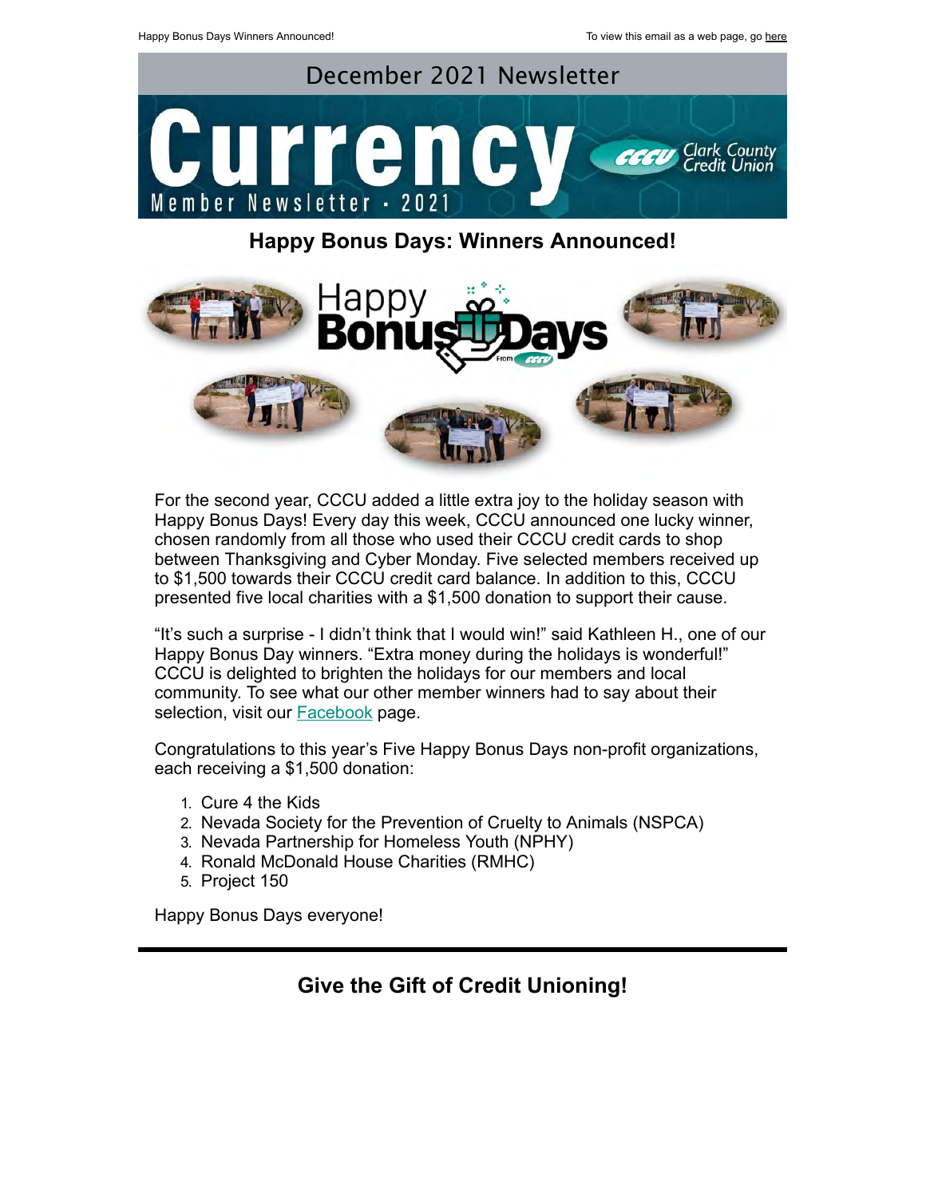Happy Bonus Days Winners Announced!

To view this email as a web page, go here

December 2021 Newsletter

# Currency

Member Newsletter · 2021

Clark County Credit Union

## Happy Bonus Days: Winners Announced!

For the second year, CCCU added a little extra joy to the holiday season with Happy Bonus Days! Every day this week, CCCU announced one lucky winner, chosen randomly from all those who used their CCCU credit cards to shop between Thanksgiving and Cyber Monday. Five selected members received up to $1,500 towards their CCCU credit card balance. In addition to this, CCCU presented five local charities with a $1,500 donation to support their cause.

"It's such a surprise - I didn't think that I would win!" said Kathleen H., one of our Happy Bonus Day winners. "Extra money during the holidays is wonderful!" CCCU is delighted to brighten the holidays for our members and local community. To see what our other member winners had to say about their selection, visit our Facebook page.

Congratulations to this year's Five Happy Bonus Days non-profit organizations, each receiving a $1,500 donation:

1. Cure 4 the Kids
2. Nevada Society for the Prevention of Cruelty to Animals (NSPCA)
3. Nevada Partnership for Homeless Youth (NPHY)
4. Ronald McDonald House Charities (RMHC)
5. Project 150

Happy Bonus Days everyone!

---

## Give the Gift of Credit Unioning!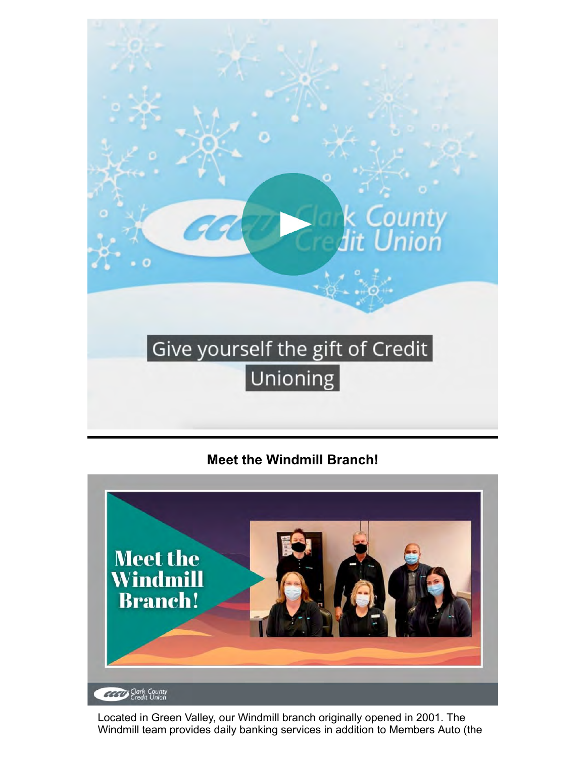Give yourself the gift of Credit Unioning

---

**Meet the Windmill Branch!**

Located in Green Valley, our Windmill branch originally opened in 2001. The Windmill team provides daily banking services in addition to Members Auto (the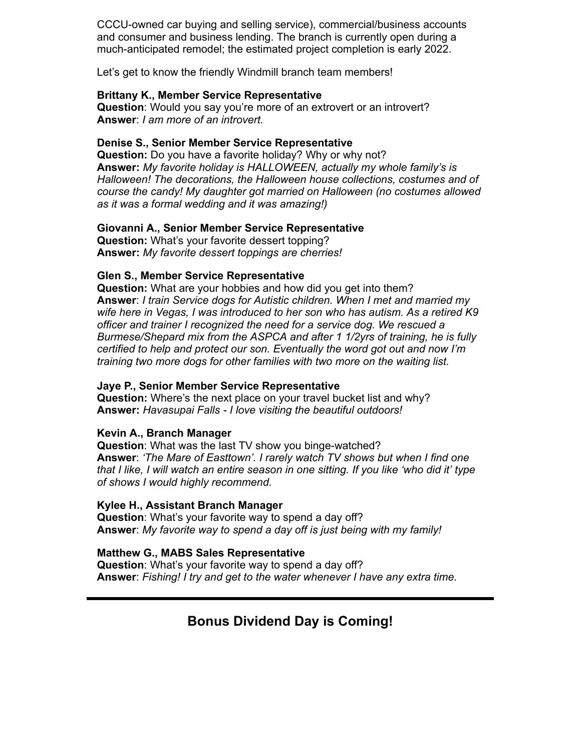CCCU-owned car buying and selling service), commercial/business accounts and consumer and business lending. The branch is currently open during a much-anticipated remodel; the estimated project completion is early 2022.

Let's get to know the friendly Windmill branch team members!

**Brittany K., Member Service Representative**
**Question**: Would you say you're more of an extrovert or an introvert?
**Answer**: *I am more of an introvert.*

**Denise S., Senior Member Service Representative**
**Question:** Do you have a favorite holiday? Why or why not?
**Answer:** *My favorite holiday is HALLOWEEN, actually my whole family's is Halloween! The decorations, the Halloween house collections, costumes and of course the candy! My daughter got married on Halloween (no costumes allowed as it was a formal wedding and it was amazing!)*

**Giovanni A., Senior Member Service Representative**
**Question:** What's your favorite dessert topping?
**Answer:** *My favorite dessert toppings are cherries!*

**Glen S., Member Service Representative**
**Question:** What are your hobbies and how did you get into them?
**Answer**: *I train Service dogs for Autistic children. When I met and married my wife here in Vegas, I was introduced to her son who has autism. As a retired K9 officer and trainer I recognized the need for a service dog. We rescued a Burmese/Shepard mix from the ASPCA and after 1 1/2yrs of training, he is fully certified to help and protect our son. Eventually the word got out and now I'm training two more dogs for other families with two more on the waiting list.*

**Jaye P., Senior Member Service Representative**
**Question:** Where's the next place on your travel bucket list and why?
**Answer:** *Havasupai Falls - I love visiting the beautiful outdoors!*

**Kevin A., Branch Manager**
**Question**: What was the last TV show you binge-watched?
**Answer**: *'The Mare of Easttown'. I rarely watch TV shows but when I find one that I like, I will watch an entire season in one sitting. If you like 'who did it' type of shows I would highly recommend.*

**Kylee H., Assistant Branch Manager**
**Question**: What's your favorite way to spend a day off?
**Answer**: *My favorite way to spend a day off is just being with my family!*

**Matthew G., MABS Sales Representative**
**Question**: What's your favorite way to spend a day off?
**Answer**: *Fishing! I try and get to the water whenever I have any extra time.*

---

## Bonus Dividend Day is Coming!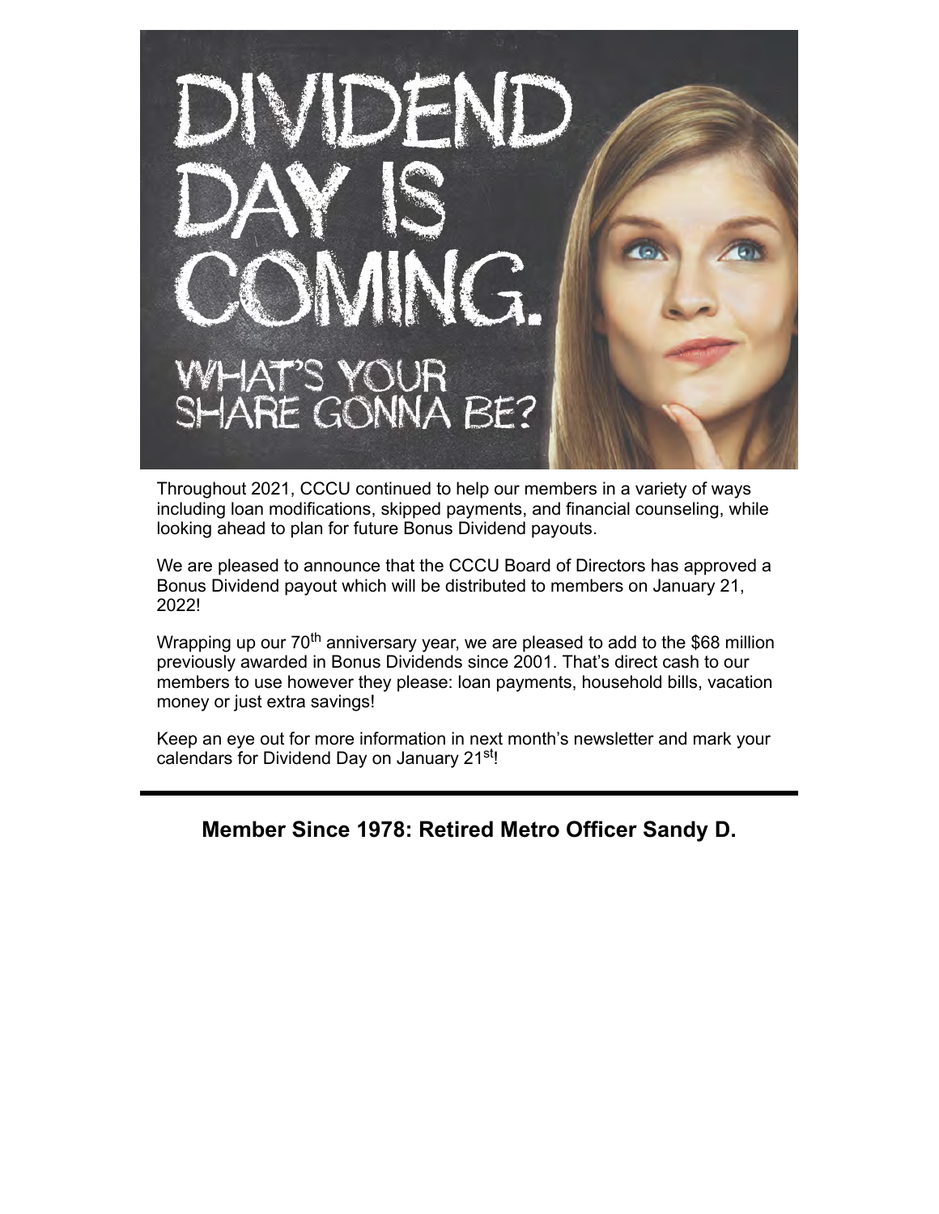# DIVIDEND DAY IS COMING.

## WHAT'S YOUR SHARE GONNA BE?

Throughout 2021, CCCU continued to help our members in a variety of ways including loan modifications, skipped payments, and financial counseling, while looking ahead to plan for future Bonus Dividend payouts.

We are pleased to announce that the CCCU Board of Directors has approved a Bonus Dividend payout which will be distributed to members on January 21, 2022!

Wrapping up our 70th anniversary year, we are pleased to add to the $68 million previously awarded in Bonus Dividends since 2001. That's direct cash to our members to use however they please: loan payments, household bills, vacation money or just extra savings!

Keep an eye out for more information in next month's newsletter and mark your calendars for Dividend Day on January 21st!

---

## Member Since 1978: Retired Metro Officer Sandy D.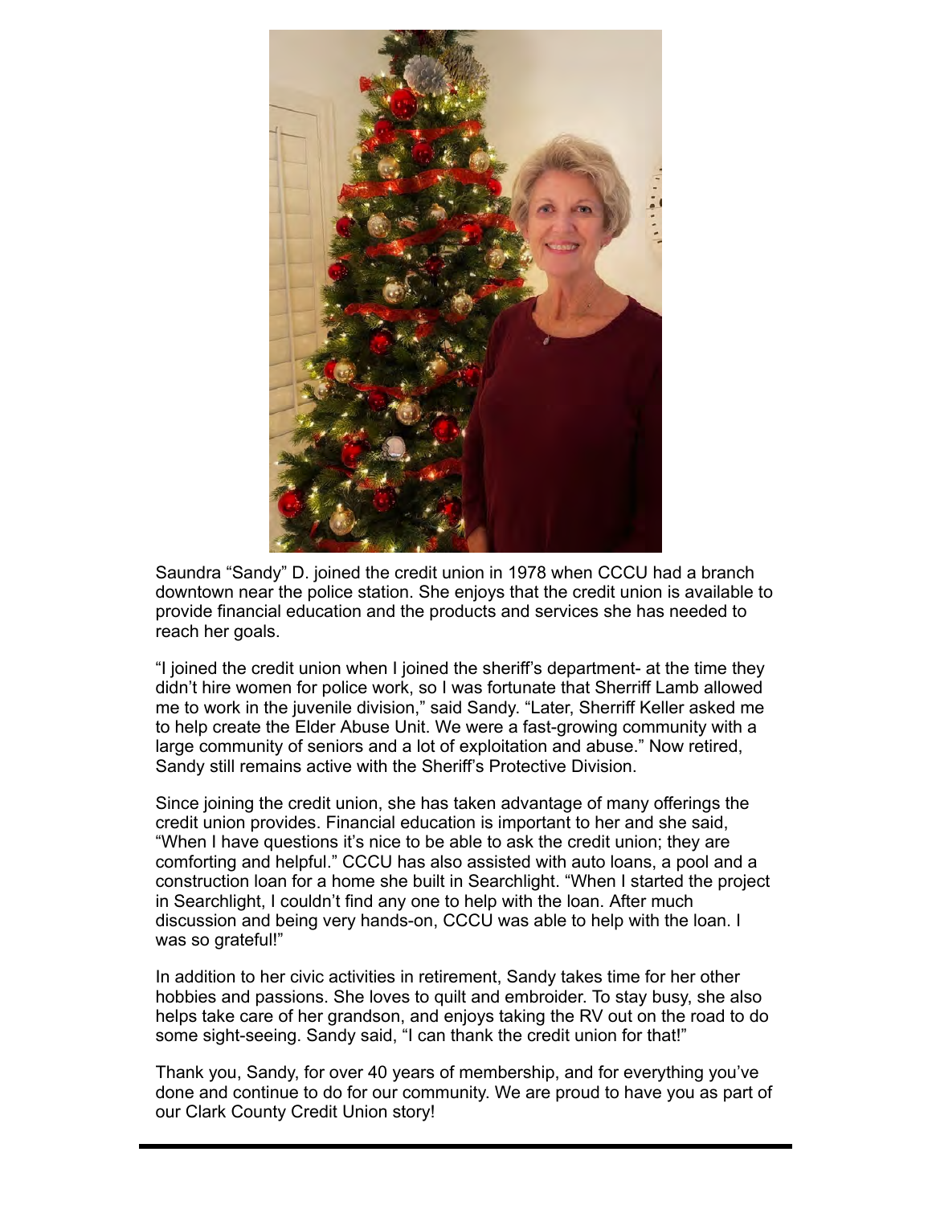Saundra "Sandy" D. joined the credit union in 1978 when CCCU had a branch downtown near the police station. She enjoys that the credit union is available to provide financial education and the products and services she has needed to reach her goals.

"I joined the credit union when I joined the sheriff's department- at the time they didn't hire women for police work, so I was fortunate that Sherriff Lamb allowed me to work in the juvenile division," said Sandy. "Later, Sherriff Keller asked me to help create the Elder Abuse Unit. We were a fast-growing community with a large community of seniors and a lot of exploitation and abuse." Now retired, Sandy still remains active with the Sheriff's Protective Division.

Since joining the credit union, she has taken advantage of many offerings the credit union provides. Financial education is important to her and she said, "When I have questions it's nice to be able to ask the credit union; they are comforting and helpful." CCCU has also assisted with auto loans, a pool and a construction loan for a home she built in Searchlight. "When I started the project in Searchlight, I couldn't find any one to help with the loan. After much discussion and being very hands-on, CCCU was able to help with the loan. I was so grateful!"

In addition to her civic activities in retirement, Sandy takes time for her other hobbies and passions. She loves to quilt and embroider. To stay busy, she also helps take care of her grandson, and enjoys taking the RV out on the road to do some sight-seeing. Sandy said, "I can thank the credit union for that!"

Thank you, Sandy, for over 40 years of membership, and for everything you've done and continue to do for our community. We are proud to have you as part of our Clark County Credit Union story!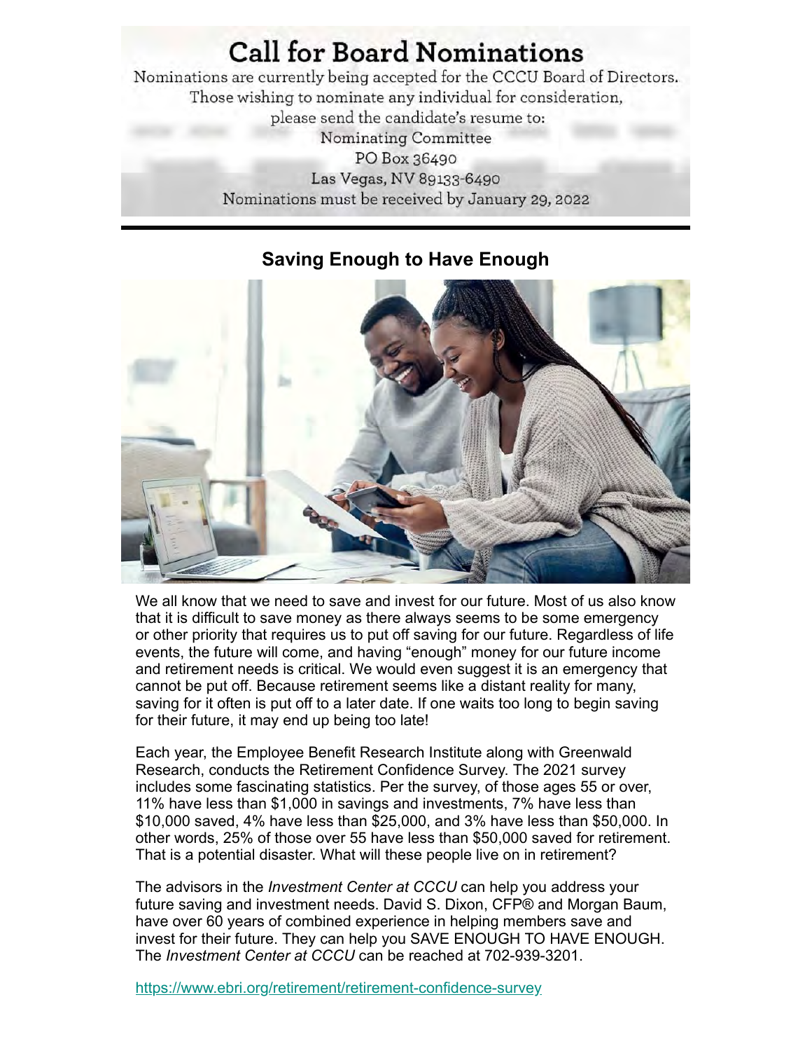# Call for Board Nominations

Nominations are currently being accepted for the CCCU Board of Directors.
Those wishing to nominate any individual for consideration,
please send the candidate's resume to:
Nominating Committee
PO Box 36490
Las Vegas, NV 89133-6490
Nominations must be received by January 29, 2022

---

## Saving Enough to Have Enough

We all know that we need to save and invest for our future. Most of us also know that it is difficult to save money as there always seems to be some emergency or other priority that requires us to put off saving for our future. Regardless of life events, the future will come, and having "enough" money for our future income and retirement needs is critical. We would even suggest it is an emergency that cannot be put off. Because retirement seems like a distant reality for many, saving for it often is put off to a later date. If one waits too long to begin saving for their future, it may end up being too late!

Each year, the Employee Benefit Research Institute along with Greenwald Research, conducts the Retirement Confidence Survey. The 2021 survey includes some fascinating statistics. Per the survey, of those ages 55 or over, 11% have less than $1,000 in savings and investments, 7% have less than $10,000 saved, 4% have less than $25,000, and 3% have less than $50,000. In other words, 25% of those over 55 have less than $50,000 saved for retirement. That is a potential disaster. What will these people live on in retirement?

The advisors in the *Investment Center at CCCU* can help you address your future saving and investment needs. David S. Dixon, CFP® and Morgan Baum, have over 60 years of combined experience in helping members save and invest for their future. They can help you SAVE ENOUGH TO HAVE ENOUGH. The *Investment Center at CCCU* can be reached at 702-939-3201.

https://www.ebri.org/retirement/retirement-confidence-survey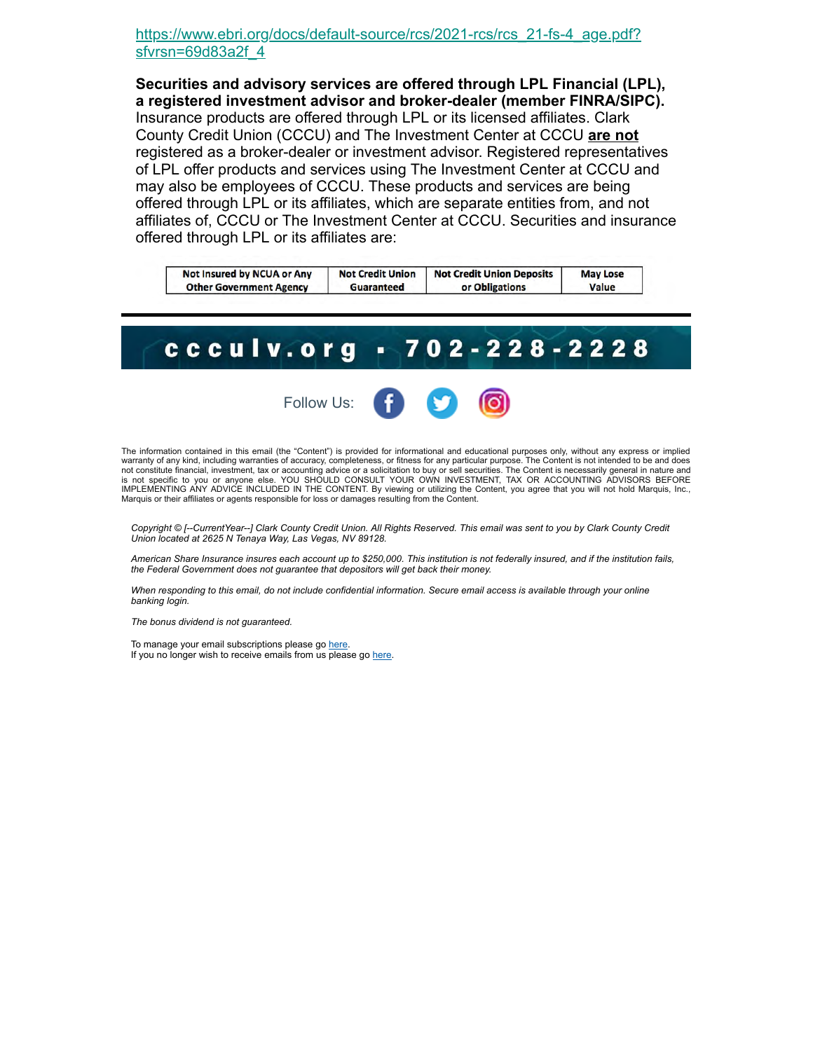https://www.ebri.org/docs/default-source/rcs/2021-rcs/rcs_21-fs-4_age.pdf?sfvrsn=69d83a2f_4

**Securities and advisory services are offered through LPL Financial (LPL), a registered investment advisor and broker-dealer (member FINRA/SIPC).** Insurance products are offered through LPL or its licensed affiliates. Clark County Credit Union (CCCU) and The Investment Center at CCCU **are not** registered as a broker-dealer or investment advisor. Registered representatives of LPL offer products and services using The Investment Center at CCCU and may also be employees of CCCU. These products and services are being offered through LPL or its affiliates, which are separate entities from, and not affiliates of, CCCU or The Investment Center at CCCU. Securities and insurance offered through LPL or its affiliates are:

| | | | |
|---|---|---|---|
| Not Insured by NCUA or Any Other Government Agency | Not Credit Union Guaranteed | Not Credit Union Deposits or Obligations | May Lose Value |

**ccculv.org · 702-228-2228**

Follow Us:

The information contained in this email (the "Content") is provided for informational and educational purposes only, without any express or implied warranty of any kind, including warranties of accuracy, completeness, or fitness for any particular purpose. The Content is not intended to be and does not constitute financial, investment, tax or accounting advice or a solicitation to buy or sell securities. The Content is necessarily general in nature and is not specific to you or anyone else. YOU SHOULD CONSULT YOUR OWN INVESTMENT, TAX OR ACCOUNTING ADVISORS BEFORE IMPLEMENTING ANY ADVICE INCLUDED IN THE CONTENT. By viewing or utilizing the Content, you agree that you will not hold Marquis, Inc., Marquis or their affiliates or agents responsible for loss or damages resulting from the Content.

*Copyright © [--CurrentYear--] Clark County Credit Union. All Rights Reserved. This email was sent to you by Clark County Credit Union located at 2625 N Tenaya Way, Las Vegas, NV 89128.*

*American Share Insurance insures each account up to $250,000. This institution is not federally insured, and if the institution fails, the Federal Government does not guarantee that depositors will get back their money.*

*When responding to this email, do not include confidential information. Secure email access is available through your online banking login.*

*The bonus dividend is not guaranteed.*

To manage your email subscriptions please go here.
If you no longer wish to receive emails from us please go here.